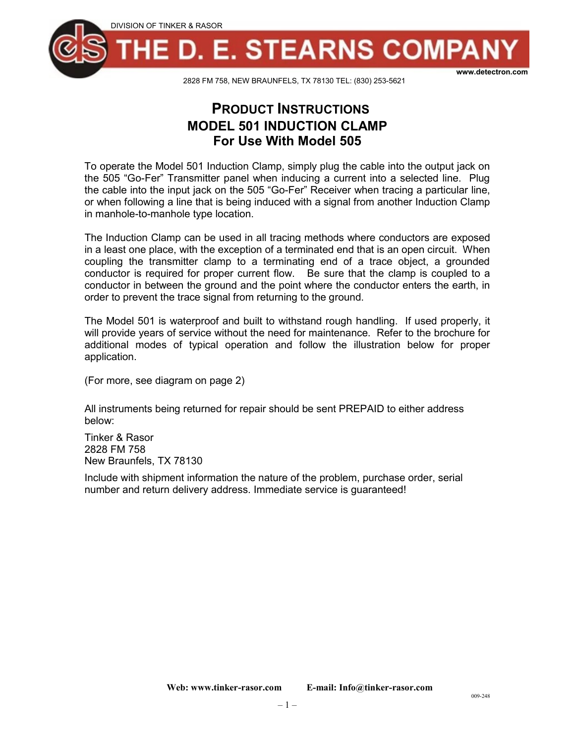DIVISION OF TINKER & RASOR

# THE D. E. STEARNS COMPANY

www.detectron.com

2828 FM 758, NEW BRAUNFELS, TX 78130 TEL: (830) 253-5621

## PRODUCT INSTRUCTIONS
## MODEL 501 INDUCTION CLAMP
## For Use With Model 505

To operate the Model 501 Induction Clamp, simply plug the cable into the output jack on the 505 "Go-Fer" Transmitter panel when inducing a current into a selected line. Plug the cable into the input jack on the 505 "Go-Fer" Receiver when tracing a particular line, or when following a line that is being induced with a signal from another Induction Clamp in manhole-to-manhole type location.

The Induction Clamp can be used in all tracing methods where conductors are exposed in a least one place, with the exception of a terminated end that is an open circuit. When coupling the transmitter clamp to a terminating end of a trace object, a grounded conductor is required for proper current flow. Be sure that the clamp is coupled to a conductor in between the ground and the point where the conductor enters the earth, in order to prevent the trace signal from returning to the ground.

The Model 501 is waterproof and built to withstand rough handling. If used properly, it will provide years of service without the need for maintenance. Refer to the brochure for additional modes of typical operation and follow the illustration below for proper application.

(For more, see diagram on page 2)

All instruments being returned for repair should be sent PREPAID to either address below:

Tinker & Rasor
2828 FM 758
New Braunfels, TX 78130

Include with shipment information the nature of the problem, purchase order, serial number and return delivery address. Immediate service is guaranteed!

**Web: www.tinker-rasor.com** **E-mail: Info@tinker-rasor.com**

009-248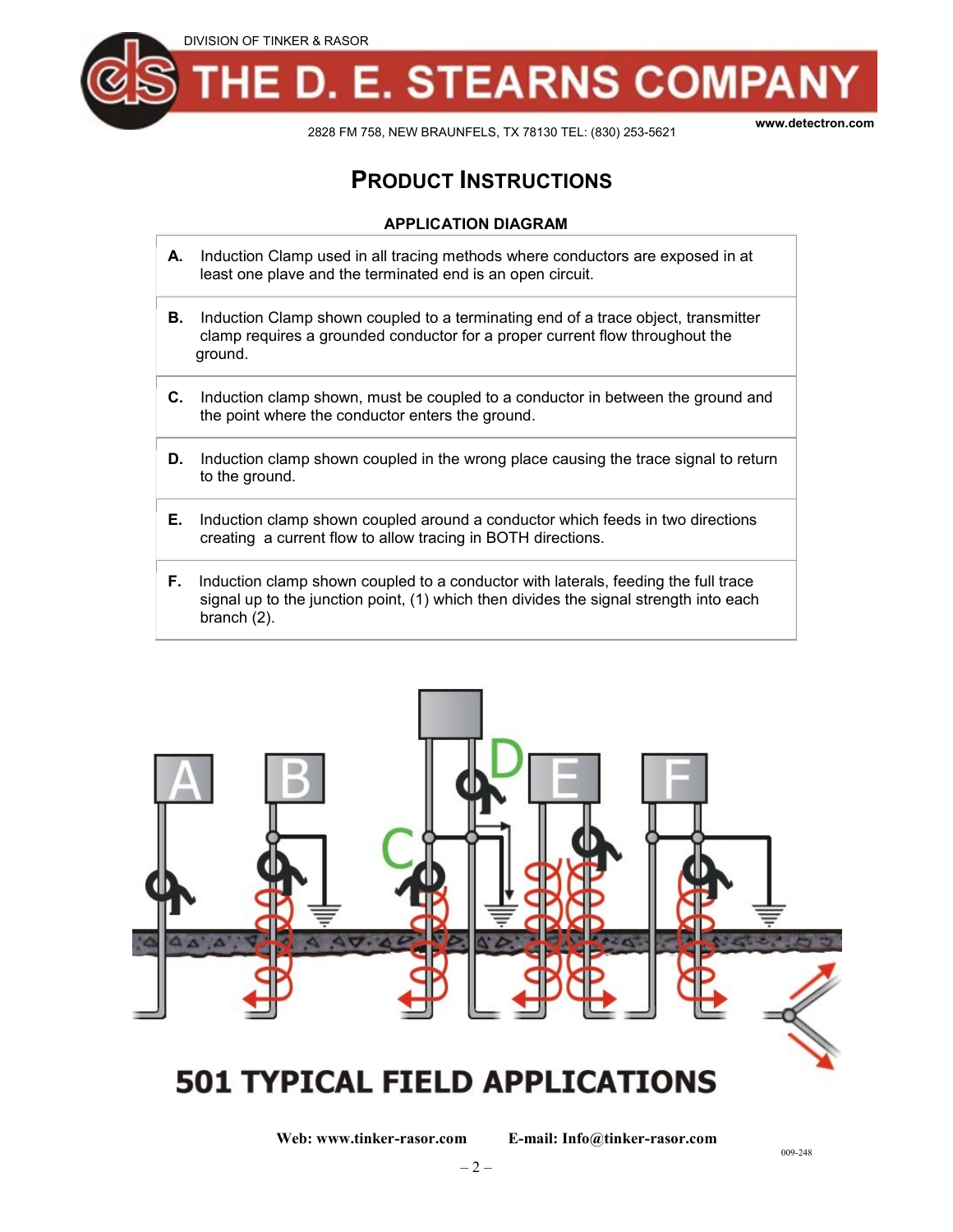DIVISION OF TINKER & RASOR

# THE D. E. STEARNS COMPANY

2828 FM 758, NEW BRAUNFELS, TX 78130 TEL: (830) 253-5621

www.detectron.com

## PRODUCT INSTRUCTIONS

### APPLICATION DIAGRAM

| | |
|---|---|
| **A.** | Induction Clamp used in all tracing methods where conductors are exposed in at least one plave and the terminated end is an open circuit. |
| **B.** | Induction Clamp shown coupled to a terminating end of a trace object, transmitter clamp requires a grounded conductor for a proper current flow throughout the ground. |
| **C.** | Induction clamp shown, must be coupled to a conductor in between the ground and the point where the conductor enters the ground. |
| **D.** | Induction clamp shown coupled in the wrong place causing the trace signal to return to the ground. |
| **E.** | Induction clamp shown coupled around a conductor which feeds in two directions creating a current flow to allow tracing in BOTH directions. |
| **F.** | Induction clamp shown coupled to a conductor with laterals, feeding the full trace signal up to the junction point, (1) which then divides the signal strength into each branch (2). |

A

B

C

D

E

F

**501 TYPICAL FIELD APPLICATIONS**

**Web: www.tinker-rasor.com** **E-mail: Info@tinker-rasor.com**

009-248